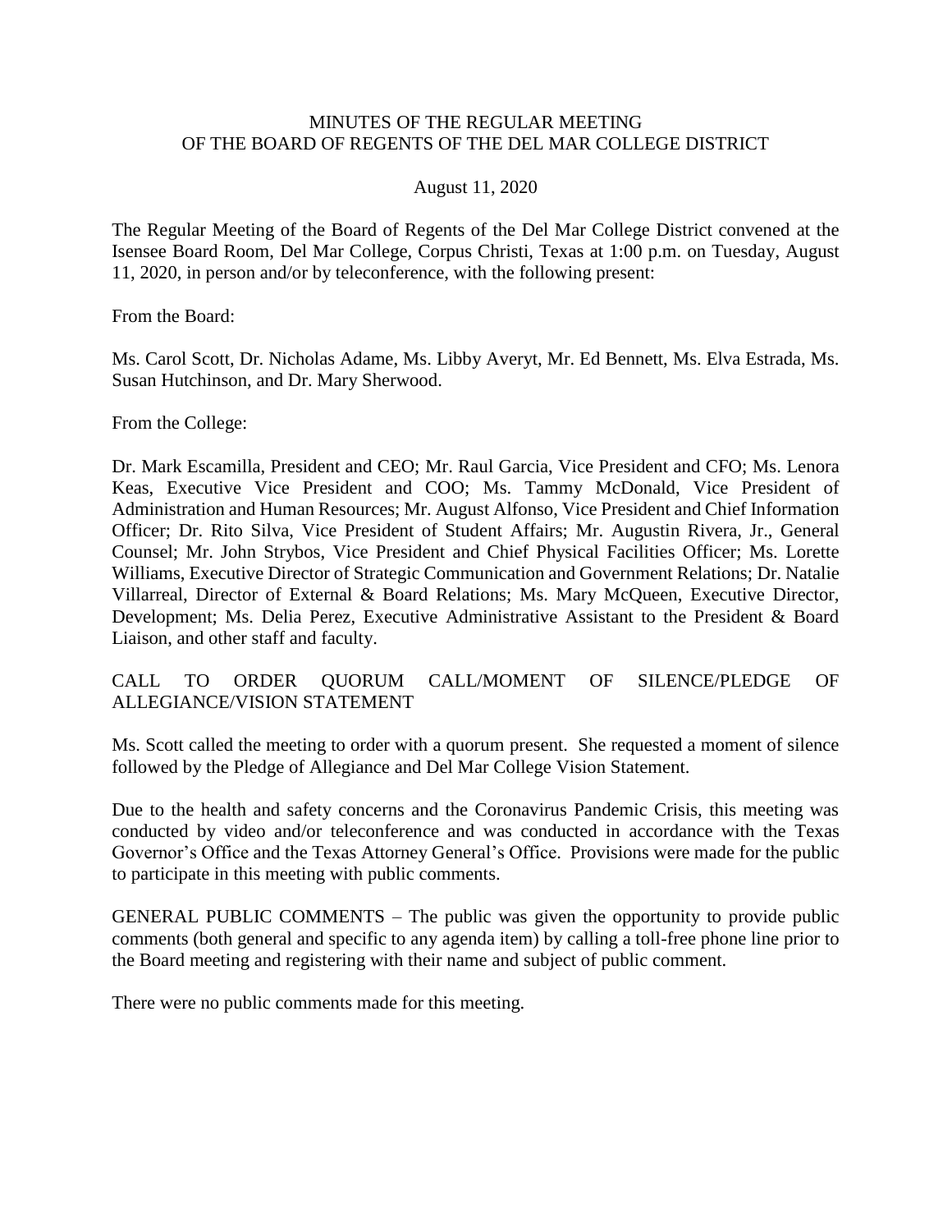# MINUTES OF THE REGULAR MEETING OF THE BOARD OF REGENTS OF THE DEL MAR COLLEGE DISTRICT

August 11, 2020

The Regular Meeting of the Board of Regents of the Del Mar College District convened at the Isensee Board Room, Del Mar College, Corpus Christi, Texas at 1:00 p.m. on Tuesday, August 11, 2020, in person and/or by teleconference, with the following present:

From the Board:

Ms. Carol Scott, Dr. Nicholas Adame, Ms. Libby Averyt, Mr. Ed Bennett, Ms. Elva Estrada, Ms. Susan Hutchinson, and Dr. Mary Sherwood.

From the College:

Dr. Mark Escamilla, President and CEO; Mr. Raul Garcia, Vice President and CFO; Ms. Lenora Keas, Executive Vice President and COO; Ms. Tammy McDonald, Vice President of Administration and Human Resources; Mr. August Alfonso, Vice President and Chief Information Officer; Dr. Rito Silva, Vice President of Student Affairs; Mr. Augustin Rivera, Jr., General Counsel; Mr. John Strybos, Vice President and Chief Physical Facilities Officer; Ms. Lorette Williams, Executive Director of Strategic Communication and Government Relations; Dr. Natalie Villarreal, Director of External & Board Relations; Ms. Mary McQueen, Executive Director, Development; Ms. Delia Perez, Executive Administrative Assistant to the President & Board Liaison, and other staff and faculty.

## CALL TO ORDER QUORUM CALL/MOMENT OF SILENCE/PLEDGE OF ALLEGIANCE/VISION STATEMENT

Ms. Scott called the meeting to order with a quorum present. She requested a moment of silence followed by the Pledge of Allegiance and Del Mar College Vision Statement.

Due to the health and safety concerns and the Coronavirus Pandemic Crisis, this meeting was conducted by video and/or teleconference and was conducted in accordance with the Texas Governor's Office and the Texas Attorney General's Office. Provisions were made for the public to participate in this meeting with public comments.

GENERAL PUBLIC COMMENTS – The public was given the opportunity to provide public comments (both general and specific to any agenda item) by calling a toll-free phone line prior to the Board meeting and registering with their name and subject of public comment.

There were no public comments made for this meeting.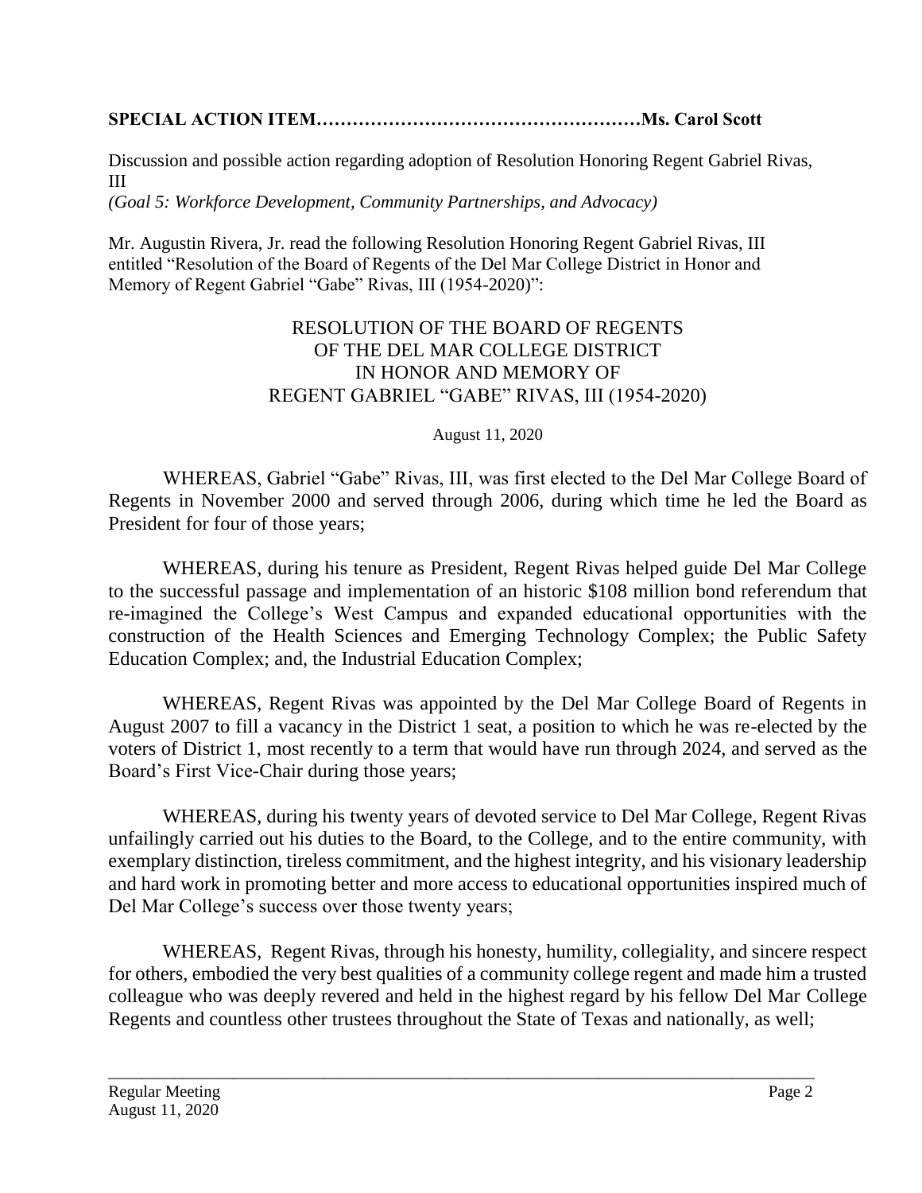**SPECIAL ACTION ITEM………………………………………………Ms. Carol Scott**

Discussion and possible action regarding adoption of Resolution Honoring Regent Gabriel Rivas, III
*(Goal 5: Workforce Development, Community Partnerships, and Advocacy)*

Mr. Augustin Rivera, Jr. read the following Resolution Honoring Regent Gabriel Rivas, III entitled "Resolution of the Board of Regents of the Del Mar College District in Honor and Memory of Regent Gabriel "Gabe" Rivas, III (1954-2020)":

RESOLUTION OF THE BOARD OF REGENTS
OF THE DEL MAR COLLEGE DISTRICT
IN HONOR AND MEMORY OF
REGENT GABRIEL "GABE" RIVAS, III (1954-2020)

August 11, 2020

WHEREAS, Gabriel "Gabe" Rivas, III, was first elected to the Del Mar College Board of Regents in November 2000 and served through 2006, during which time he led the Board as President for four of those years;

WHEREAS, during his tenure as President, Regent Rivas helped guide Del Mar College to the successful passage and implementation of an historic $108 million bond referendum that re-imagined the College's West Campus and expanded educational opportunities with the construction of the Health Sciences and Emerging Technology Complex; the Public Safety Education Complex; and, the Industrial Education Complex;

WHEREAS, Regent Rivas was appointed by the Del Mar College Board of Regents in August 2007 to fill a vacancy in the District 1 seat, a position to which he was re-elected by the voters of District 1, most recently to a term that would have run through 2024, and served as the Board's First Vice-Chair during those years;

WHEREAS, during his twenty years of devoted service to Del Mar College, Regent Rivas unfailingly carried out his duties to the Board, to the College, and to the entire community, with exemplary distinction, tireless commitment, and the highest integrity, and his visionary leadership and hard work in promoting better and more access to educational opportunities inspired much of Del Mar College's success over those twenty years;

WHEREAS, Regent Rivas, through his honesty, humility, collegiality, and sincere respect for others, embodied the very best qualities of a community college regent and made him a trusted colleague who was deeply revered and held in the highest regard by his fellow Del Mar College Regents and countless other trustees throughout the State of Texas and nationally, as well;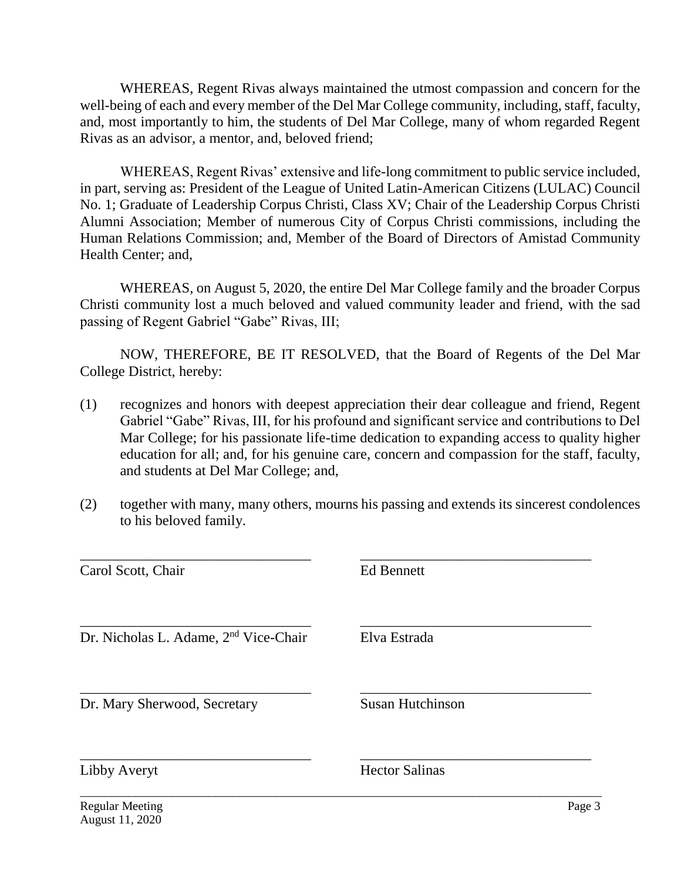WHEREAS, Regent Rivas always maintained the utmost compassion and concern for the well-being of each and every member of the Del Mar College community, including, staff, faculty, and, most importantly to him, the students of Del Mar College, many of whom regarded Regent Rivas as an advisor, a mentor, and, beloved friend;

WHEREAS, Regent Rivas' extensive and life-long commitment to public service included, in part, serving as: President of the League of United Latin-American Citizens (LULAC) Council No. 1; Graduate of Leadership Corpus Christi, Class XV; Chair of the Leadership Corpus Christi Alumni Association; Member of numerous City of Corpus Christi commissions, including the Human Relations Commission; and, Member of the Board of Directors of Amistad Community Health Center; and,

WHEREAS, on August 5, 2020, the entire Del Mar College family and the broader Corpus Christi community lost a much beloved and valued community leader and friend, with the sad passing of Regent Gabriel "Gabe" Rivas, III;

NOW, THEREFORE, BE IT RESOLVED, that the Board of Regents of the Del Mar College District, hereby:

(1) recognizes and honors with deepest appreciation their dear colleague and friend, Regent Gabriel "Gabe" Rivas, III, for his profound and significant service and contributions to Del Mar College; for his passionate life-time dedication to expanding access to quality higher education for all; and, for his genuine care, concern and compassion for the staff, faculty, and students at Del Mar College; and,

(2) together with many, many others, mourns his passing and extends its sincerest condolences to his beloved family.

\_\_\_\_\_\_\_\_\_\_\_\_\_\_\_\_\_\_\_\_\_\_\_\_\_\_\_\_\_\_\_\_
Carol Scott, Chair

\_\_\_\_\_\_\_\_\_\_\_\_\_\_\_\_\_\_\_\_\_\_\_\_\_\_\_\_\_\_\_\_
Ed Bennett

\_\_\_\_\_\_\_\_\_\_\_\_\_\_\_\_\_\_\_\_\_\_\_\_\_\_\_\_\_\_\_\_
Dr. Nicholas L. Adame, 2nd Vice-Chair

\_\_\_\_\_\_\_\_\_\_\_\_\_\_\_\_\_\_\_\_\_\_\_\_\_\_\_\_\_\_\_\_
Elva Estrada

\_\_\_\_\_\_\_\_\_\_\_\_\_\_\_\_\_\_\_\_\_\_\_\_\_\_\_\_\_\_\_\_
Dr. Mary Sherwood, Secretary

\_\_\_\_\_\_\_\_\_\_\_\_\_\_\_\_\_\_\_\_\_\_\_\_\_\_\_\_\_\_\_\_
Susan Hutchinson

\_\_\_\_\_\_\_\_\_\_\_\_\_\_\_\_\_\_\_\_\_\_\_\_\_\_\_\_\_\_\_\_
Libby Averyt

\_\_\_\_\_\_\_\_\_\_\_\_\_\_\_\_\_\_\_\_\_\_\_\_\_\_\_\_\_\_\_\_
Hector Salinas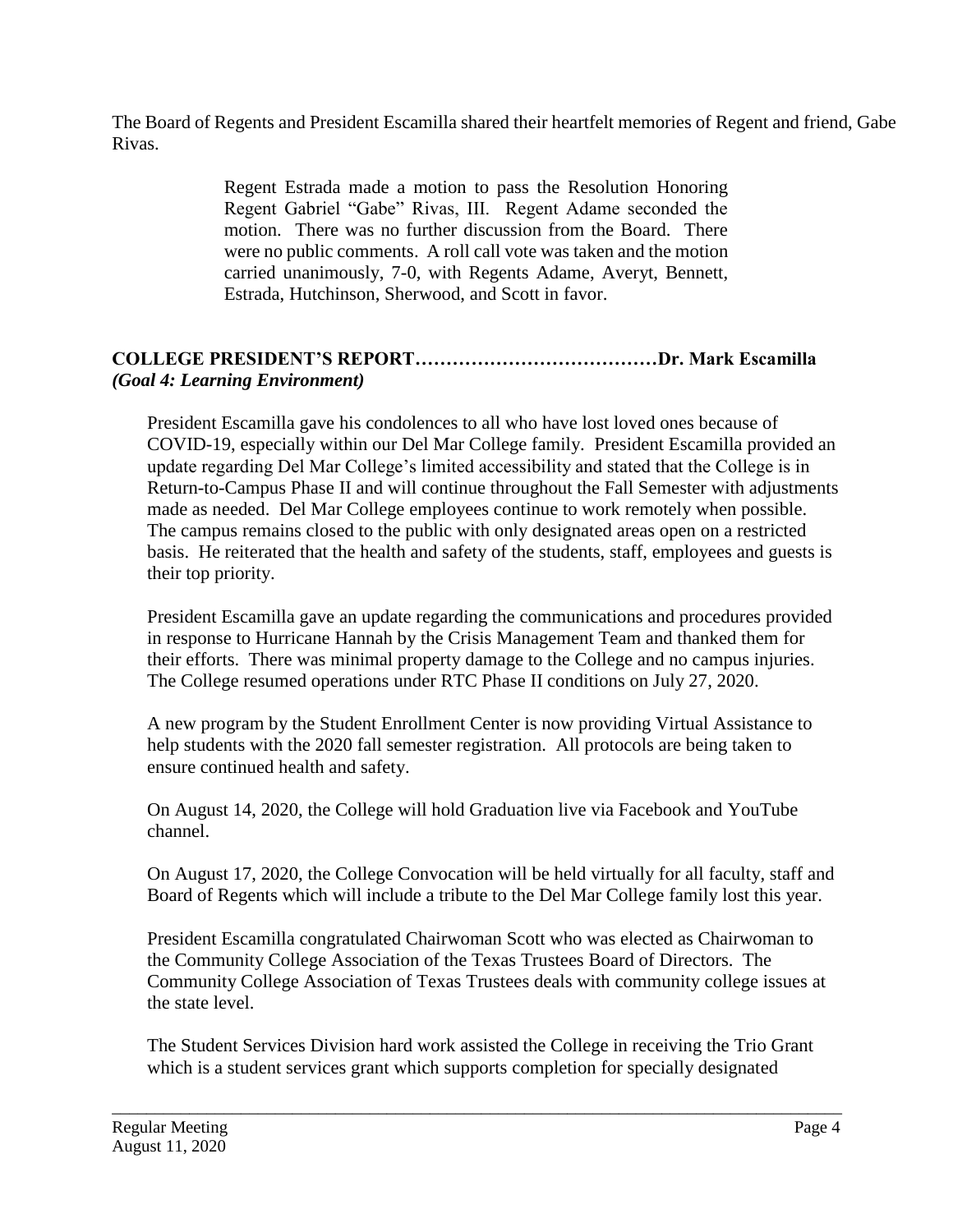The Board of Regents and President Escamilla shared their heartfelt memories of Regent and friend, Gabe Rivas.

> Regent Estrada made a motion to pass the Resolution Honoring Regent Gabriel "Gabe" Rivas, III. Regent Adame seconded the motion. There was no further discussion from the Board. There were no public comments. A roll call vote was taken and the motion carried unanimously, 7-0, with Regents Adame, Averyt, Bennett, Estrada, Hutchinson, Sherwood, and Scott in favor.

**COLLEGE PRESIDENT'S REPORT…………………………………Dr. Mark Escamilla**
***(Goal 4: Learning Environment)***

President Escamilla gave his condolences to all who have lost loved ones because of COVID-19, especially within our Del Mar College family. President Escamilla provided an update regarding Del Mar College's limited accessibility and stated that the College is in Return-to-Campus Phase II and will continue throughout the Fall Semester with adjustments made as needed. Del Mar College employees continue to work remotely when possible. The campus remains closed to the public with only designated areas open on a restricted basis. He reiterated that the health and safety of the students, staff, employees and guests is their top priority.

President Escamilla gave an update regarding the communications and procedures provided in response to Hurricane Hannah by the Crisis Management Team and thanked them for their efforts. There was minimal property damage to the College and no campus injuries. The College resumed operations under RTC Phase II conditions on July 27, 2020.

A new program by the Student Enrollment Center is now providing Virtual Assistance to help students with the 2020 fall semester registration. All protocols are being taken to ensure continued health and safety.

On August 14, 2020, the College will hold Graduation live via Facebook and YouTube channel.

On August 17, 2020, the College Convocation will be held virtually for all faculty, staff and Board of Regents which will include a tribute to the Del Mar College family lost this year.

President Escamilla congratulated Chairwoman Scott who was elected as Chairwoman to the Community College Association of the Texas Trustees Board of Directors. The Community College Association of Texas Trustees deals with community college issues at the state level.

The Student Services Division hard work assisted the College in receiving the Trio Grant which is a student services grant which supports completion for specially designated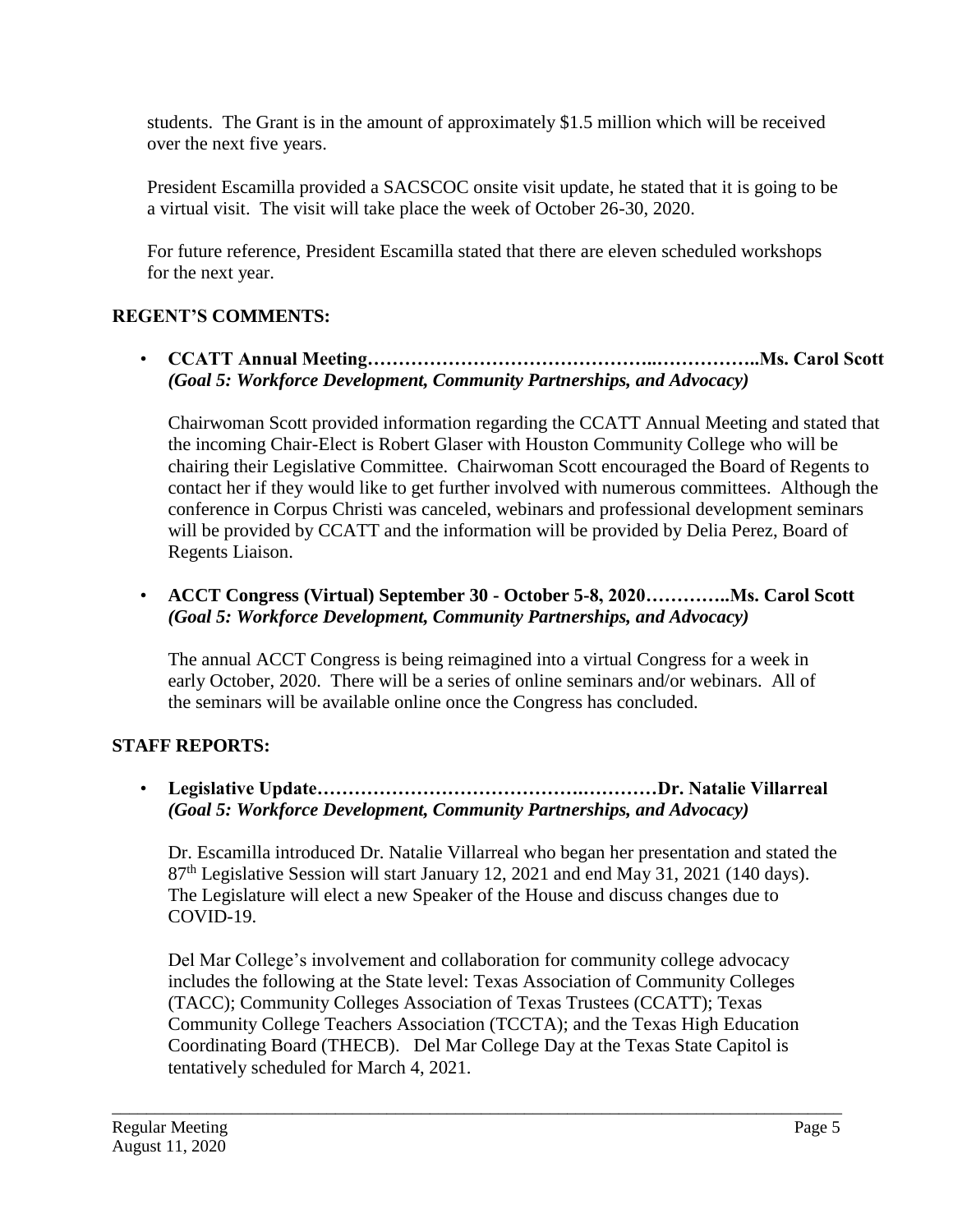students. The Grant is in the amount of approximately $1.5 million which will be received over the next five years.

President Escamilla provided a SACSCOC onsite visit update, he stated that it is going to be a virtual visit. The visit will take place the week of October 26-30, 2020.

For future reference, President Escamilla stated that there are eleven scheduled workshops for the next year.

## REGENT'S COMMENTS:

- **CCATT Annual Meeting……………………………………..……………..Ms. Carol Scott** ***(Goal 5: Workforce Development, Community Partnerships, and Advocacy)***

  Chairwoman Scott provided information regarding the CCATT Annual Meeting and stated that the incoming Chair-Elect is Robert Glaser with Houston Community College who will be chairing their Legislative Committee. Chairwoman Scott encouraged the Board of Regents to contact her if they would like to get further involved with numerous committees. Although the conference in Corpus Christi was canceled, webinars and professional development seminars will be provided by CCATT and the information will be provided by Delia Perez, Board of Regents Liaison.

- **ACCT Congress (Virtual) September 30 - October 5-8, 2020…………..Ms. Carol Scott** ***(Goal 5: Workforce Development, Community Partnerships, and Advocacy)***

  The annual ACCT Congress is being reimagined into a virtual Congress for a week in early October, 2020. There will be a series of online seminars and/or webinars. All of the seminars will be available online once the Congress has concluded.

## STAFF REPORTS:

- **Legislative Update………………………………….…………Dr. Natalie Villarreal** ***(Goal 5: Workforce Development, Community Partnerships, and Advocacy)***

  Dr. Escamilla introduced Dr. Natalie Villarreal who began her presentation and stated the 87th Legislative Session will start January 12, 2021 and end May 31, 2021 (140 days). The Legislature will elect a new Speaker of the House and discuss changes due to COVID-19.

  Del Mar College's involvement and collaboration for community college advocacy includes the following at the State level: Texas Association of Community Colleges (TACC); Community Colleges Association of Texas Trustees (CCATT); Texas Community College Teachers Association (TCCTA); and the Texas High Education Coordinating Board (THECB). Del Mar College Day at the Texas State Capitol is tentatively scheduled for March 4, 2021.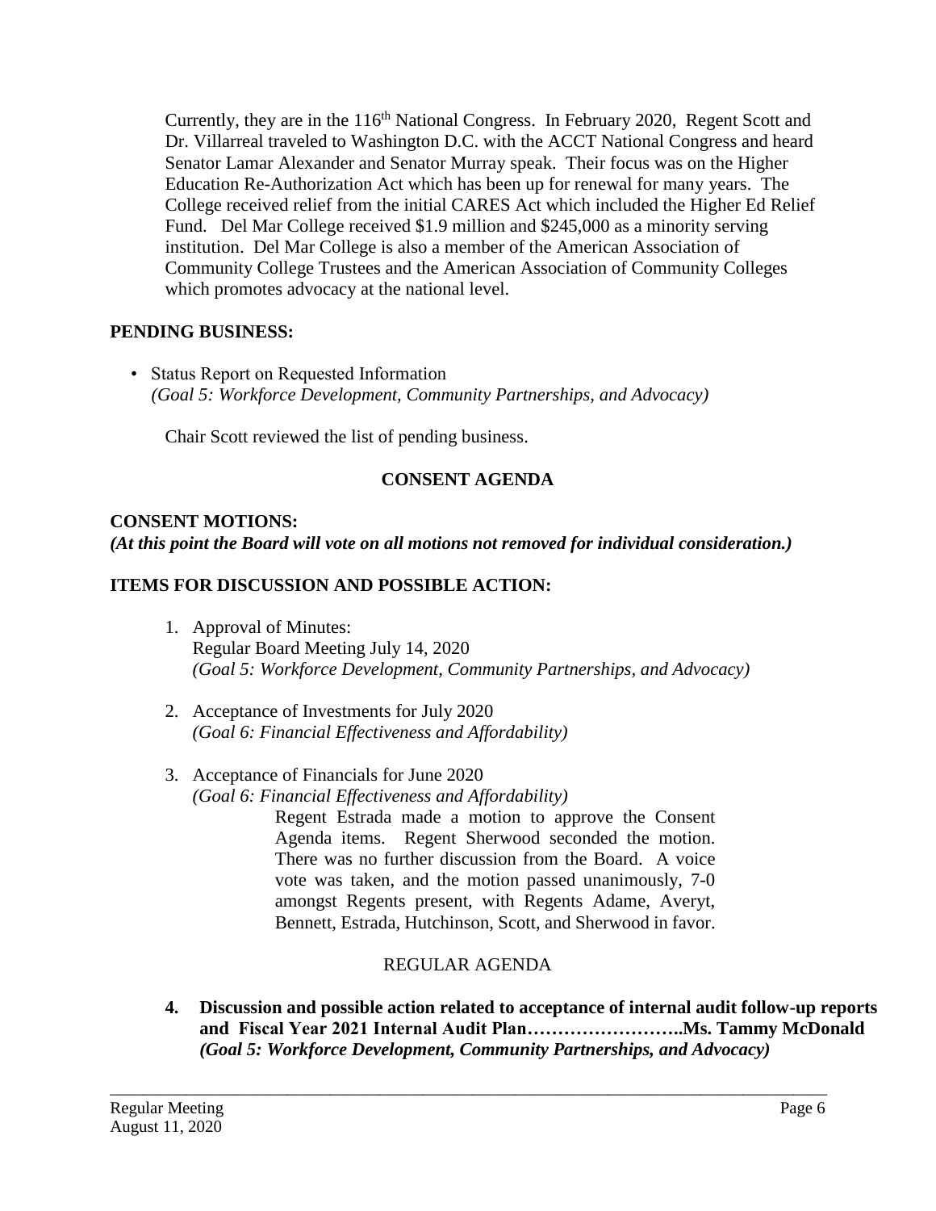Currently, they are in the 116th National Congress. In February 2020, Regent Scott and Dr. Villarreal traveled to Washington D.C. with the ACCT National Congress and heard Senator Lamar Alexander and Senator Murray speak. Their focus was on the Higher Education Re-Authorization Act which has been up for renewal for many years. The College received relief from the initial CARES Act which included the Higher Ed Relief Fund. Del Mar College received $1.9 million and $245,000 as a minority serving institution. Del Mar College is also a member of the American Association of Community College Trustees and the American Association of Community Colleges which promotes advocacy at the national level.

**PENDING BUSINESS:**

- Status Report on Requested Information
  *(Goal 5: Workforce Development, Community Partnerships, and Advocacy)*

Chair Scott reviewed the list of pending business.

**CONSENT AGENDA**

**CONSENT MOTIONS:**
***(At this point the Board will vote on all motions not removed for individual consideration.)***

**ITEMS FOR DISCUSSION AND POSSIBLE ACTION:**

1. Approval of Minutes:
   Regular Board Meeting July 14, 2020
   *(Goal 5: Workforce Development, Community Partnerships, and Advocacy)*

2. Acceptance of Investments for July 2020
   *(Goal 6: Financial Effectiveness and Affordability)*

3. Acceptance of Financials for June 2020
   *(Goal 6: Financial Effectiveness and Affordability)*

   Regent Estrada made a motion to approve the Consent Agenda items. Regent Sherwood seconded the motion. There was no further discussion from the Board. A voice vote was taken, and the motion passed unanimously, 7-0 amongst Regents present, with Regents Adame, Averyt, Bennett, Estrada, Hutchinson, Scott, and Sherwood in favor.

REGULAR AGENDA

4. **Discussion and possible action related to acceptance of internal audit follow-up reports and Fiscal Year 2021 Internal Audit Plan……………………..Ms. Tammy McDonald**
   ***(Goal 5: Workforce Development, Community Partnerships, and Advocacy)***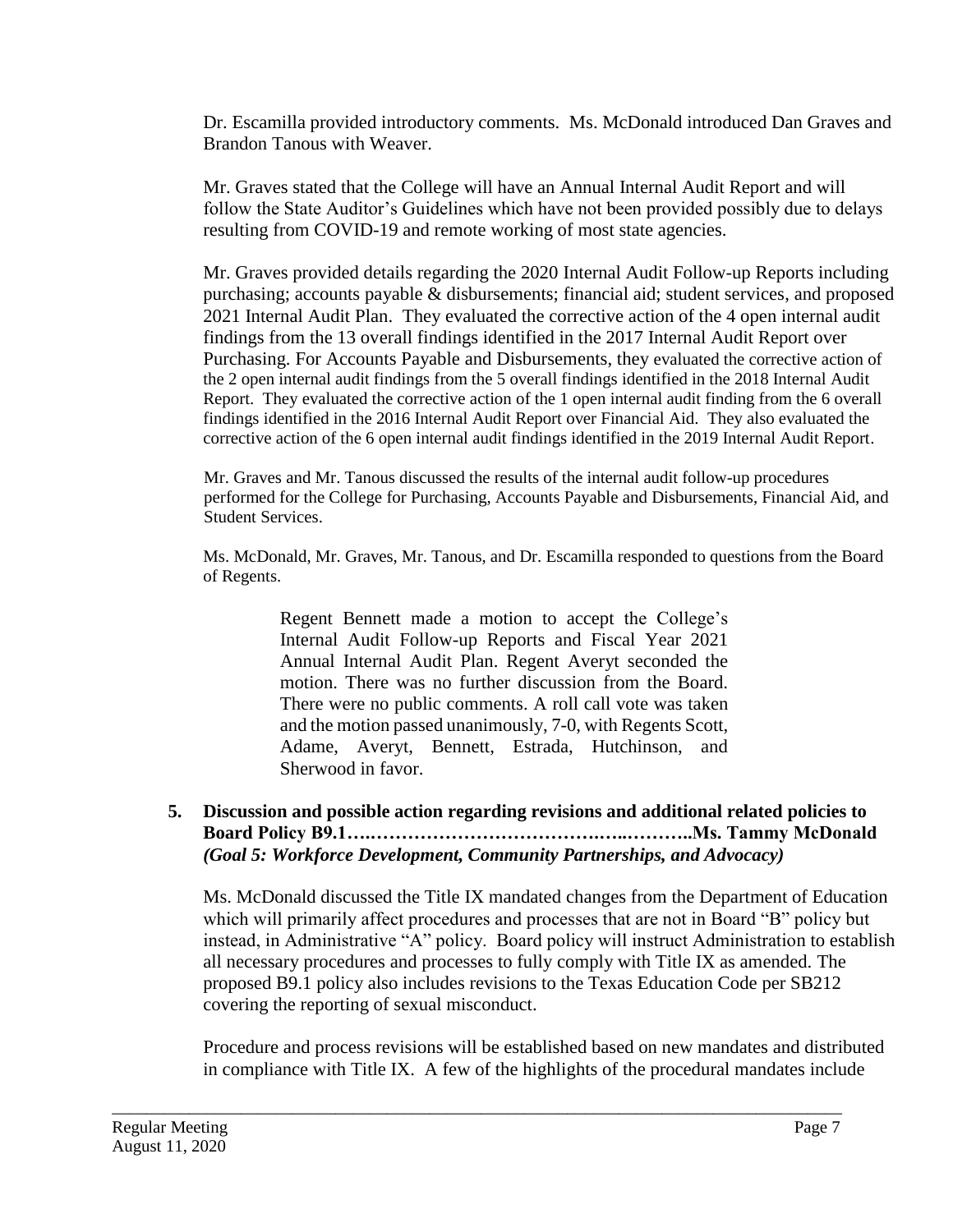Dr. Escamilla provided introductory comments. Ms. McDonald introduced Dan Graves and Brandon Tanous with Weaver.

Mr. Graves stated that the College will have an Annual Internal Audit Report and will follow the State Auditor's Guidelines which have not been provided possibly due to delays resulting from COVID-19 and remote working of most state agencies.

Mr. Graves provided details regarding the 2020 Internal Audit Follow-up Reports including purchasing; accounts payable & disbursements; financial aid; student services, and proposed 2021 Internal Audit Plan. They evaluated the corrective action of the 4 open internal audit findings from the 13 overall findings identified in the 2017 Internal Audit Report over Purchasing. For Accounts Payable and Disbursements, they evaluated the corrective action of the 2 open internal audit findings from the 5 overall findings identified in the 2018 Internal Audit Report. They evaluated the corrective action of the 1 open internal audit finding from the 6 overall findings identified in the 2016 Internal Audit Report over Financial Aid. They also evaluated the corrective action of the 6 open internal audit findings identified in the 2019 Internal Audit Report.

Mr. Graves and Mr. Tanous discussed the results of the internal audit follow-up procedures performed for the College for Purchasing, Accounts Payable and Disbursements, Financial Aid, and Student Services.

Ms. McDonald, Mr. Graves, Mr. Tanous, and Dr. Escamilla responded to questions from the Board of Regents.

> Regent Bennett made a motion to accept the College's Internal Audit Follow-up Reports and Fiscal Year 2021 Annual Internal Audit Plan. Regent Averyt seconded the motion. There was no further discussion from the Board. There were no public comments. A roll call vote was taken and the motion passed unanimously, 7-0, with Regents Scott, Adame, Averyt, Bennett, Estrada, Hutchinson, and Sherwood in favor.

**5. Discussion and possible action regarding revisions and additional related policies to Board Policy B9.1…..…………………………….…..………..Ms. Tammy McDonald** ***(Goal 5: Workforce Development, Community Partnerships, and Advocacy)***

Ms. McDonald discussed the Title IX mandated changes from the Department of Education which will primarily affect procedures and processes that are not in Board "B" policy but instead, in Administrative "A" policy. Board policy will instruct Administration to establish all necessary procedures and processes to fully comply with Title IX as amended. The proposed B9.1 policy also includes revisions to the Texas Education Code per SB212 covering the reporting of sexual misconduct.

Procedure and process revisions will be established based on new mandates and distributed in compliance with Title IX. A few of the highlights of the procedural mandates include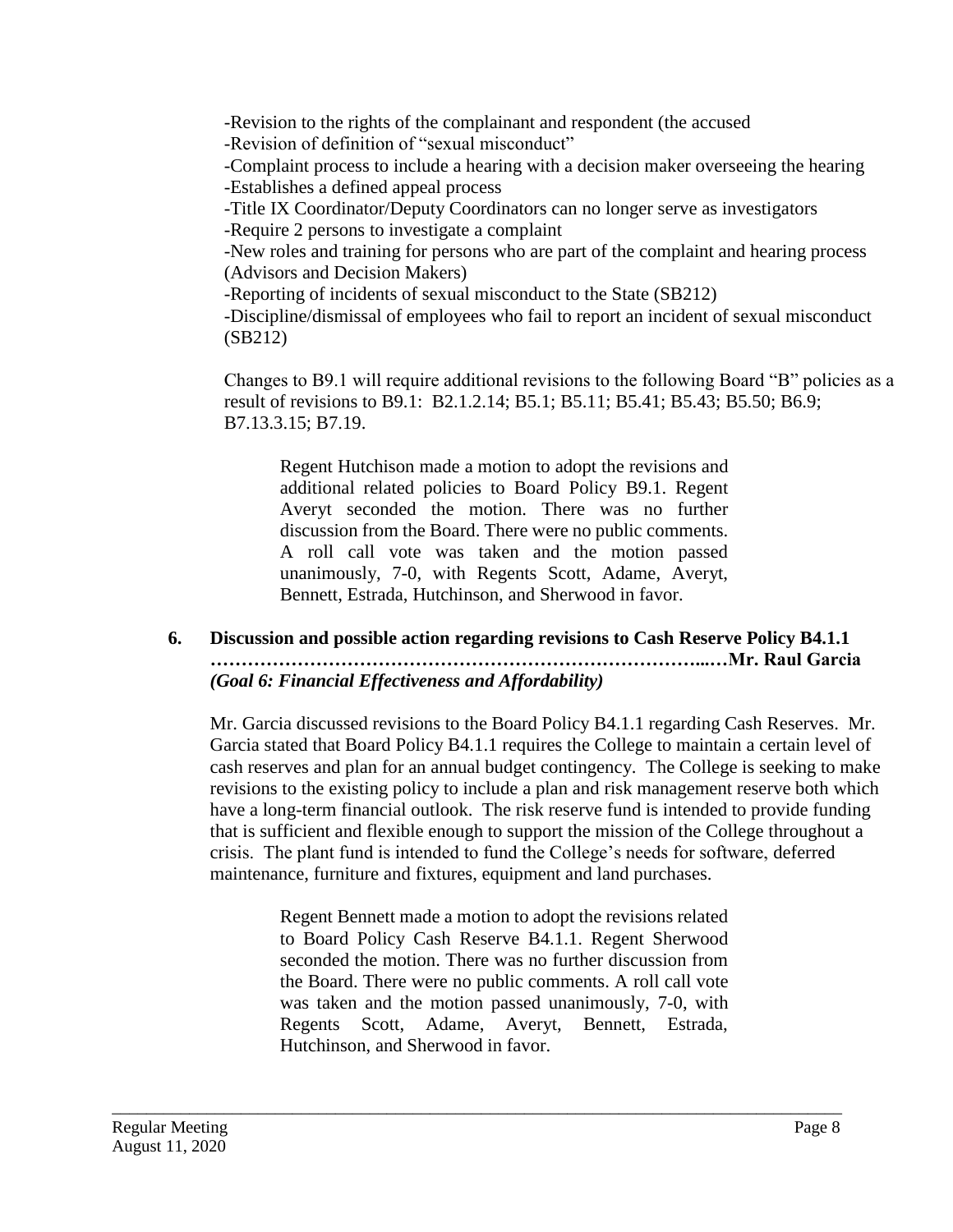-Revision to the rights of the complainant and respondent (the accused
-Revision of definition of "sexual misconduct"
-Complaint process to include a hearing with a decision maker overseeing the hearing
-Establishes a defined appeal process
-Title IX Coordinator/Deputy Coordinators can no longer serve as investigators
-Require 2 persons to investigate a complaint
-New roles and training for persons who are part of the complaint and hearing process (Advisors and Decision Makers)
-Reporting of incidents of sexual misconduct to the State (SB212)
-Discipline/dismissal of employees who fail to report an incident of sexual misconduct (SB212)

Changes to B9.1 will require additional revisions to the following Board "B" policies as a result of revisions to B9.1: B2.1.2.14; B5.1; B5.11; B5.41; B5.43; B5.50; B6.9; B7.13.3.15; B7.19.

> Regent Hutchison made a motion to adopt the revisions and additional related policies to Board Policy B9.1. Regent Averyt seconded the motion. There was no further discussion from the Board. There were no public comments. A roll call vote was taken and the motion passed unanimously, 7-0, with Regents Scott, Adame, Averyt, Bennett, Estrada, Hutchinson, and Sherwood in favor.

**6. Discussion and possible action regarding revisions to Cash Reserve Policy B4.1.1 ……………………………………………………………………...…Mr. Raul Garcia**
***(Goal 6: Financial Effectiveness and Affordability)***

Mr. Garcia discussed revisions to the Board Policy B4.1.1 regarding Cash Reserves. Mr. Garcia stated that Board Policy B4.1.1 requires the College to maintain a certain level of cash reserves and plan for an annual budget contingency. The College is seeking to make revisions to the existing policy to include a plan and risk management reserve both which have a long-term financial outlook. The risk reserve fund is intended to provide funding that is sufficient and flexible enough to support the mission of the College throughout a crisis. The plant fund is intended to fund the College's needs for software, deferred maintenance, furniture and fixtures, equipment and land purchases.

> Regent Bennett made a motion to adopt the revisions related to Board Policy Cash Reserve B4.1.1. Regent Sherwood seconded the motion. There was no further discussion from the Board. There were no public comments. A roll call vote was taken and the motion passed unanimously, 7-0, with Regents Scott, Adame, Averyt, Bennett, Estrada, Hutchinson, and Sherwood in favor.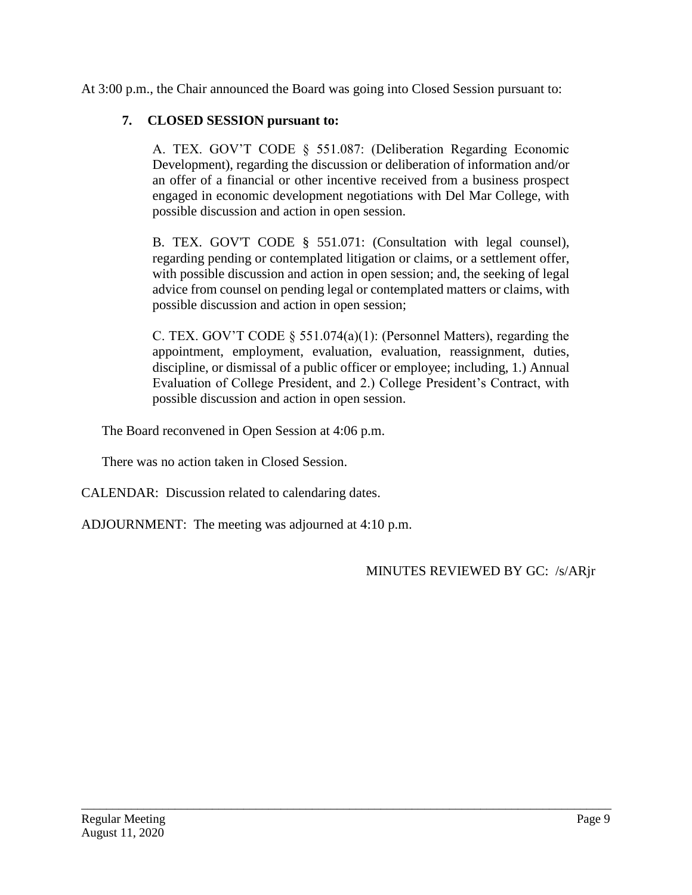At 3:00 p.m., the Chair announced the Board was going into Closed Session pursuant to:

**7. CLOSED SESSION pursuant to:**

A. TEX. GOV'T CODE § 551.087: (Deliberation Regarding Economic Development), regarding the discussion or deliberation of information and/or an offer of a financial or other incentive received from a business prospect engaged in economic development negotiations with Del Mar College, with possible discussion and action in open session.

B. TEX. GOV'T CODE § 551.071: (Consultation with legal counsel), regarding pending or contemplated litigation or claims, or a settlement offer, with possible discussion and action in open session; and, the seeking of legal advice from counsel on pending legal or contemplated matters or claims, with possible discussion and action in open session;

C. TEX. GOV'T CODE § 551.074(a)(1): (Personnel Matters), regarding the appointment, employment, evaluation, evaluation, reassignment, duties, discipline, or dismissal of a public officer or employee; including, 1.) Annual Evaluation of College President, and 2.) College President's Contract, with possible discussion and action in open session.

The Board reconvened in Open Session at 4:06 p.m.

There was no action taken in Closed Session.

CALENDAR: Discussion related to calendaring dates.

ADJOURNMENT: The meeting was adjourned at 4:10 p.m.

MINUTES REVIEWED BY GC: /s/ARjr